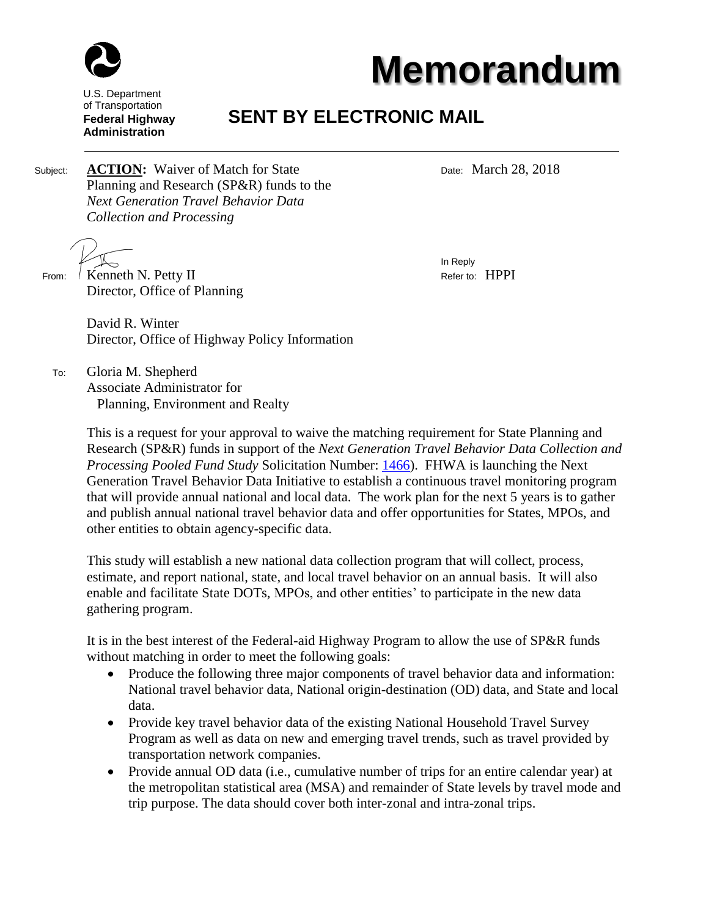U.S. Department of Transportation
**Federal Highway Administration**

# Memorandum

## SENT BY ELECTRONIC MAIL

Subject: **ACTION:** Waiver of Match for State Planning and Research (SP&R) funds to the *Next Generation Travel Behavior Data Collection and Processing*

Date: March 28, 2018

From: Kenneth N. Petty II
Director, Office of Planning

David R. Winter
Director, Office of Highway Policy Information

In Reply Refer to: HPPI

To: Gloria M. Shepherd
Associate Administrator for Planning, Environment and Realty

This is a request for your approval to waive the matching requirement for State Planning and Research (SP&R) funds in support of the *Next Generation Travel Behavior Data Collection and Processing Pooled Fund Study* Solicitation Number: 1466). FHWA is launching the Next Generation Travel Behavior Data Initiative to establish a continuous travel monitoring program that will provide annual national and local data. The work plan for the next 5 years is to gather and publish annual national travel behavior data and offer opportunities for States, MPOs, and other entities to obtain agency-specific data.

This study will establish a new national data collection program that will collect, process, estimate, and report national, state, and local travel behavior on an annual basis. It will also enable and facilitate State DOTs, MPOs, and other entities' to participate in the new data gathering program.

It is in the best interest of the Federal-aid Highway Program to allow the use of SP&R funds without matching in order to meet the following goals:

- Produce the following three major components of travel behavior data and information: National travel behavior data, National origin-destination (OD) data, and State and local data.
- Provide key travel behavior data of the existing National Household Travel Survey Program as well as data on new and emerging travel trends, such as travel provided by transportation network companies.
- Provide annual OD data (i.e., cumulative number of trips for an entire calendar year) at the metropolitan statistical area (MSA) and remainder of State levels by travel mode and trip purpose. The data should cover both inter-zonal and intra-zonal trips.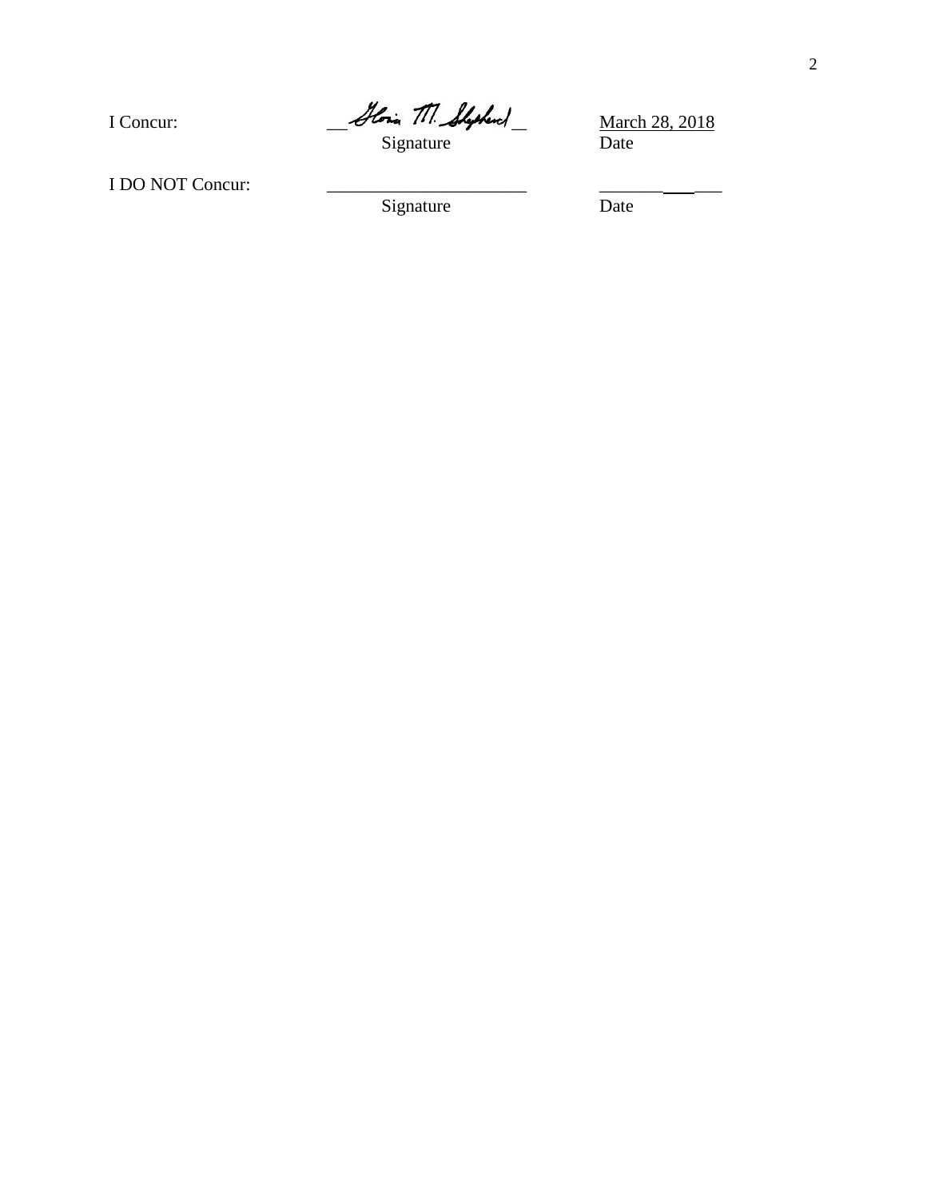| | | |
|---|---|---|
| I Concur: | Gloria M. Shepherd | March 28, 2018 |
| | Signature | Date |
| I DO NOT Concur: | ______________________ | __________ |
| | Signature | Date |